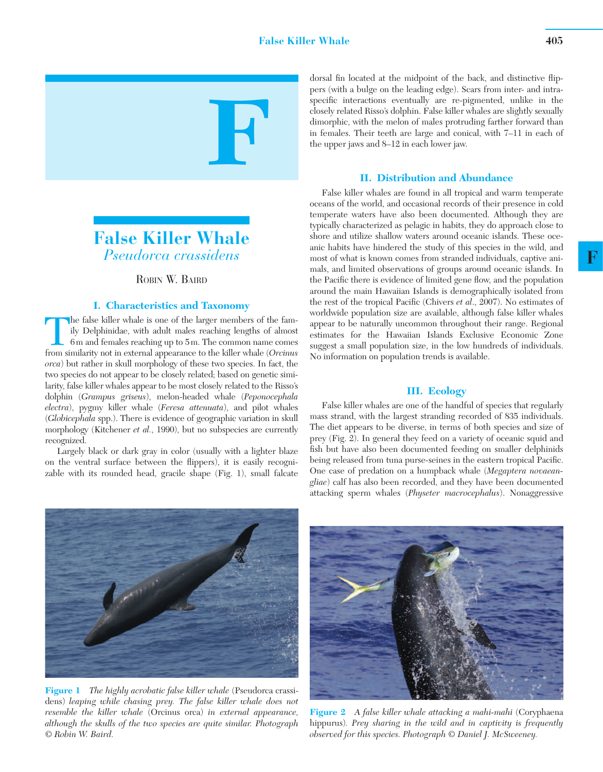# False Killer Whale

*Pseudorca crassidens*

Robin W. Baird

## I. Characteristics and Taxonomy

The false killer whale is one of the larger members of the family Delphinidae, with adult males reaching lengths of almost 6 m and females reaching up to 5 m. The common name comes from similarity not in external appearance to the killer whale (*Orcinus orca*) but rather in skull morphology of these two species. In fact, the two species do not appear to be closely related; based on genetic similarity, false killer whales appear to be most closely related to the Risso's dolphin (*Grampus griseus*), melon-headed whale (*Peponocephala electra*), pygmy killer whale (*Feresa attenuata*), and pilot whales (*Globicephala* spp.). There is evidence of geographic variation in skull morphology (Kitchener *et al*., 1990), but no subspecies are currently recognized.

Largely black or dark gray in color (usually with a lighter blaze on the ventral surface between the flippers), it is easily recognizable with its rounded head, gracile shape (Fig. 1), small falcate dorsal fin located at the midpoint of the back, and distinctive flippers (with a bulge on the leading edge). Scars from inter- and intraspecific interactions eventually are re-pigmented, unlike in the closely related Risso's dolphin. False killer whales are slightly sexually dimorphic, with the melon of males protruding farther forward than in females. Their teeth are large and conical, with 7–11 in each of the upper jaws and 8–12 in each lower jaw.

## II. Distribution and Abundance

False killer whales are found in all tropical and warm temperate oceans of the world, and occasional records of their presence in cold temperate waters have also been documented. Although they are typically characterized as pelagic in habits, they do approach close to shore and utilize shallow waters around oceanic islands. These oceanic habits have hindered the study of this species in the wild, and most of what is known comes from stranded individuals, captive animals, and limited observations of groups around oceanic islands. In the Pacific there is evidence of limited gene flow, and the population around the main Hawaiian Islands is demographically isolated from the rest of the tropical Pacific (Chivers *et al*., 2007). No estimates of worldwide population size are available, although false killer whales appear to be naturally uncommon throughout their range. Regional estimates for the Hawaiian Islands Exclusive Economic Zone suggest a small population size, in the low hundreds of individuals. No information on population trends is available.

## III. Ecology

False killer whales are one of the handful of species that regularly mass strand, with the largest stranding recorded of 835 individuals. The diet appears to be diverse, in terms of both species and size of prey (Fig. 2). In general they feed on a variety of oceanic squid and fish but have also been documented feeding on smaller delphinids being released from tuna purse-seines in the eastern tropical Pacific. One case of predation on a humpback whale (*Megaptera novaeangliae*) calf has also been recorded, and they have been documented attacking sperm whales (*Physeter macrocephalus*). Nonaggressive

**Figure 1** *The highly acrobatic false killer whale* (Pseudorca crassidens) *leaping while chasing prey. The false killer whale does not resemble the killer whale* (Orcinus orca) *in external appearance, although the skulls of the two species are quite similar. Photograph © Robin W. Baird.*

**Figure 2** *A false killer whale attacking a mahi-mahi* (Coryphaena hippurus). *Prey sharing in the wild and in captivity is frequently observed for this species. Photograph © Daniel J. McSweeney.*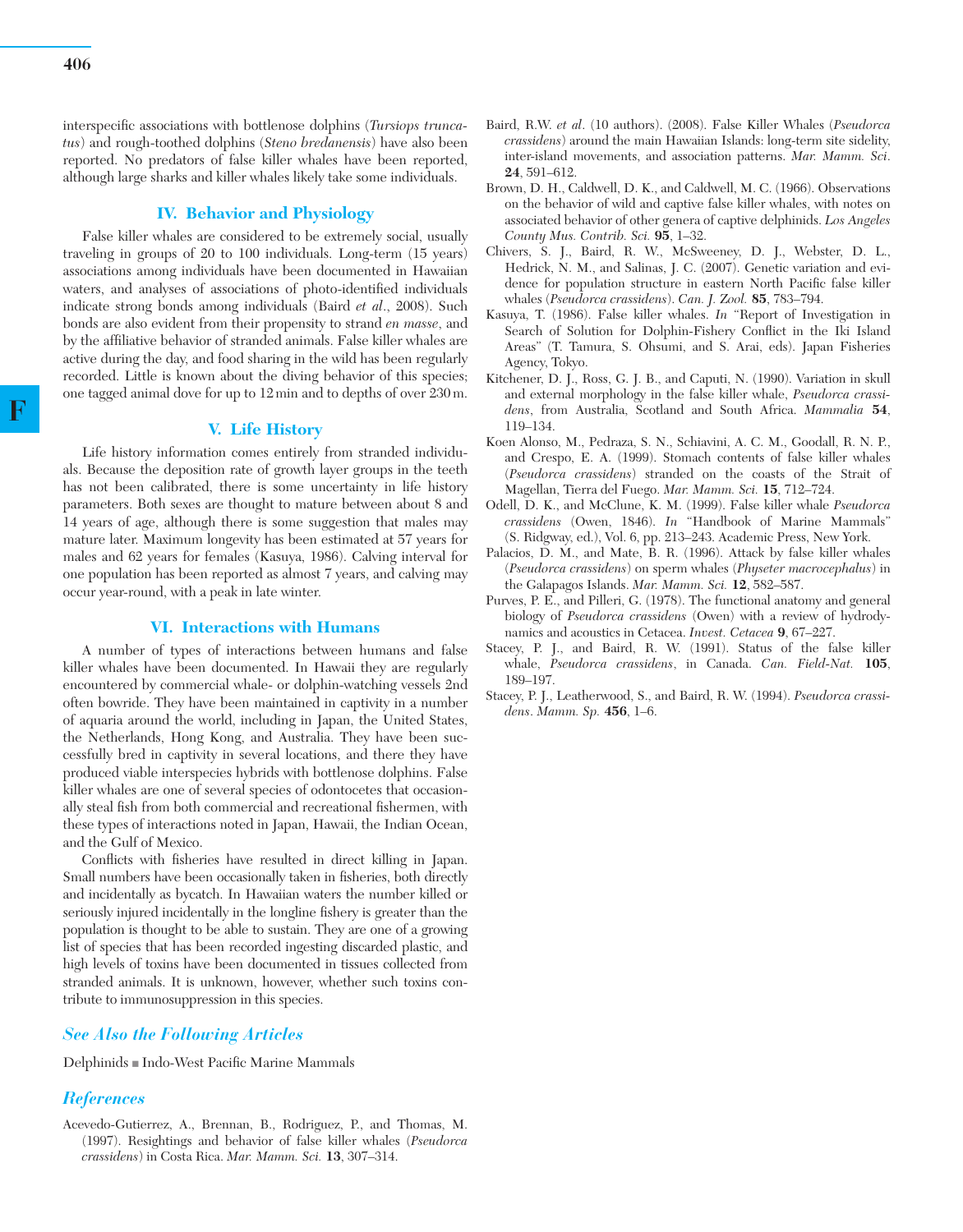interspecific associations with bottlenose dolphins (*Tursiops truncatus*) and rough-toothed dolphins (*Steno bredanensis*) have also been reported. No predators of false killer whales have been reported, although large sharks and killer whales likely take some individuals.

## IV. Behavior and Physiology

False killer whales are considered to be extremely social, usually traveling in groups of 20 to 100 individuals. Long-term (15 years) associations among individuals have been documented in Hawaiian waters, and analyses of associations of photo-identified individuals indicate strong bonds among individuals (Baird *et al*., 2008). Such bonds are also evident from their propensity to strand *en masse*, and by the affiliative behavior of stranded animals. False killer whales are active during the day, and food sharing in the wild has been regularly recorded. Little is known about the diving behavior of this species; one tagged animal dove for up to 12 min and to depths of over 230 m.

## V. Life History

Life history information comes entirely from stranded individuals. Because the deposition rate of growth layer groups in the teeth has not been calibrated, there is some uncertainty in life history parameters. Both sexes are thought to mature between about 8 and 14 years of age, although there is some suggestion that males may mature later. Maximum longevity has been estimated at 57 years for males and 62 years for females (Kasuya, 1986). Calving interval for one population has been reported as almost 7 years, and calving may occur year-round, with a peak in late winter.

## VI. Interactions with Humans

A number of types of interactions between humans and false killer whales have been documented. In Hawaii they are regularly encountered by commercial whale- or dolphin-watching vessels 2nd often bowride. They have been maintained in captivity in a number of aquaria around the world, including in Japan, the United States, the Netherlands, Hong Kong, and Australia. They have been successfully bred in captivity in several locations, and there they have produced viable interspecies hybrids with bottlenose dolphins. False killer whales are one of several species of odontocetes that occasionally steal fish from both commercial and recreational fishermen, with these types of interactions noted in Japan, Hawaii, the Indian Ocean, and the Gulf of Mexico.

Conflicts with fisheries have resulted in direct killing in Japan. Small numbers have been occasionally taken in fisheries, both directly and incidentally as bycatch. In Hawaiian waters the number killed or seriously injured incidentally in the longline fishery is greater than the population is thought to be able to sustain. They are one of a growing list of species that has been recorded ingesting discarded plastic, and high levels of toxins have been documented in tissues collected from stranded animals. It is unknown, however, whether such toxins contribute to immunosuppression in this species.

## *See Also the Following Articles*

Delphinids ■ Indo-West Pacific Marine Mammals

## *References*

Acevedo-Gutierrez, A., Brennan, B., Rodriguez, P., and Thomas, M. (1997). Resightings and behavior of false killer whales (*Pseudorca crassidens*) in Costa Rica. *Mar. Mamm. Sci.* **13**, 307–314.

Baird, R.W. *et al*. (10 authors). (2008). False Killer Whales (*Pseudorca crassidens*) around the main Hawaiian Islands: long-term site sidelity, inter-island movements, and association patterns. *Mar. Mamm. Sci.* **24**, 591–612.

Brown, D. H., Caldwell, D. K., and Caldwell, M. C. (1966). Observations on the behavior of wild and captive false killer whales, with notes on associated behavior of other genera of captive delphinids. *Los Angeles County Mus. Contrib. Sci.* **95**, 1–32.

Chivers, S. J., Baird, R. W., McSweeney, D. J., Webster, D. L., Hedrick, N. M., and Salinas, J. C. (2007). Genetic variation and evidence for population structure in eastern North Pacific false killer whales (*Pseudorca crassidens*). *Can. J. Zool.* **85**, 783–794.

Kasuya, T. (1986). False killer whales. *In* "Report of Investigation in Search of Solution for Dolphin-Fishery Conflict in the Iki Island Areas" (T. Tamura, S. Ohsumi, and S. Arai, eds). Japan Fisheries Agency, Tokyo.

Kitchener, D. J., Ross, G. J. B., and Caputi, N. (1990). Variation in skull and external morphology in the false killer whale, *Pseudorca crassidens*, from Australia, Scotland and South Africa. *Mammalia* **54**, 119–134.

Koen Alonso, M., Pedraza, S. N., Schiavini, A. C. M., Goodall, R. N. P., and Crespo, E. A. (1999). Stomach contents of false killer whales (*Pseudorca crassidens*) stranded on the coasts of the Strait of Magellan, Tierra del Fuego. *Mar. Mamm. Sci.* **15**, 712–724.

Odell, D. K., and McClune, K. M. (1999). False killer whale *Pseudorca crassidens* (Owen, 1846). *In* "Handbook of Marine Mammals" (S. Ridgway, ed.), Vol. 6, pp. 213–243. Academic Press, New York.

Palacios, D. M., and Mate, B. R. (1996). Attack by false killer whales (*Pseudorca crassidens*) on sperm whales (*Physeter macrocephalus*) in the Galapagos Islands. *Mar. Mamm. Sci.* **12**, 582–587.

Purves, P. E., and Pilleri, G. (1978). The functional anatomy and general biology of *Pseudorca crassidens* (Owen) with a review of hydrodynamics and acoustics in Cetacea. *Invest. Cetacea* **9**, 67–227.

Stacey, P. J., and Baird, R. W. (1991). Status of the false killer whale, *Pseudorca crassidens*, in Canada. *Can. Field-Nat.* **105**, 189–197.

Stacey, P. J., Leatherwood, S., and Baird, R. W. (1994). *Pseudorca crassidens*. *Mamm. Sp.* **456**, 1–6.